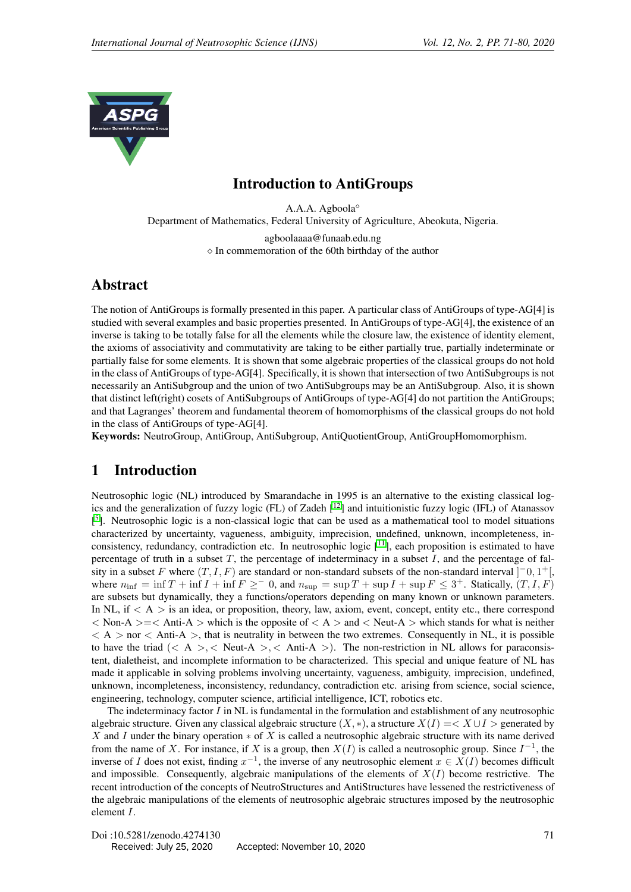# Introduction to AntiGroups

A.A.A. Agboola$^\diamond$

Department of Mathematics, Federal University of Agriculture, Abeokuta, Nigeria.

agboolaaaa@funaab.edu.ng

$\diamond$ In commemoration of the 60th birthday of the author

## Abstract

The notion of AntiGroups is formally presented in this paper. A particular class of AntiGroups of type-AG[4] is studied with several examples and basic properties presented. In AntiGroups of type-AG[4], the existence of an inverse is taking to be totally false for all the elements while the closure law, the existence of identity element, the axioms of associativity and commutativity are taking to be either partially true, partially indeterminate or partially false for some elements. It is shown that some algebraic properties of the classical groups do not hold in the class of AntiGroups of type-AG[4]. Specifically, it is shown that intersection of two AntiSubgroups is not necessarily an AntiSubgroup and the union of two AntiSubgroups may be an AntiSubgroup. Also, it is shown that distinct left(right) cosets of AntiSubgroups of AntiGroups of type-AG[4] do not partition the AntiGroups; and that Lagranges' theorem and fundamental theorem of homomorphisms of the classical groups do not hold in the class of AntiGroups of type-AG[4].

**Keywords:** NeutroGroup, AntiGroup, AntiSubgroup, AntiQuotientGroup, AntiGroupHomomorphism.

## 1 Introduction

Neutrosophic logic (NL) introduced by Smarandache in 1995 is an alternative to the existing classical logics and the generalization of fuzzy logic (FL) of Zadeh [12] and intuitionistic fuzzy logic (IFL) of Atanassov [5]. Neutrosophic logic is a non-classical logic that can be used as a mathematical tool to model situations characterized by uncertainty, vagueness, ambiguity, imprecision, undefined, unknown, incompleteness, inconsistency, redundancy, contradiction etc. In neutrosophic logic [11], each proposition is estimated to have percentage of truth in a subset $T$, the percentage of indeterminacy in a subset $I$, and the percentage of falsity in a subset $F$ where $(T, I, F)$ are standard or non-standard subsets of the non-standard interval $]^-0, 1^+[$, where $n_{\inf} = \inf T + \inf I + \inf F \geq^- 0$, and $n_{\sup} = \sup T + \sup I + \sup F \leq 3^+$. Statically, $(T, I, F)$ are subsets but dynamically, they a functions/operators depending on many known or unknown parameters. In NL, if $<$ A $>$ is an idea, or proposition, theory, law, axiom, event, concept, entity etc., there correspond $<$ Non-A $>=<$ Anti-A $>$ which is the opposite of $<$ A $>$ and $<$ Neut-A $>$ which stands for what is neither $<$ A $>$ nor $<$ Anti-A $>$, that is neutrality in between the two extremes. Consequently in NL, it is possible to have the triad ($<$ A $>$, $<$ Neut-A $>$, $<$ Anti-A $>$). The non-restriction in NL allows for paraconsistent, dialetheist, and incomplete information to be characterized. This special and unique feature of NL has made it applicable in solving problems involving uncertainty, vagueness, ambiguity, imprecision, undefined, unknown, incompleteness, inconsistency, redundancy, contradiction etc. arising from science, social science, engineering, technology, computer science, artificial intelligence, ICT, robotics etc.

The indeterminacy factor $I$ in NL is fundamental in the formulation and establishment of any neutrosophic algebraic structure. Given any classical algebraic structure $(X, *)$, a structure $X(I) =< X \cup I >$ generated by $X$ and $I$ under the binary operation $*$ of $X$ is called a neutrosophic algebraic structure with its name derived from the name of $X$. For instance, if $X$ is a group, then $X(I)$ is called a neutrosophic group. Since $I^{-1}$, the inverse of $I$ does not exist, finding $x^{-1}$, the inverse of any neutrosophic element $x \in X(I)$ becomes difficult and impossible. Consequently, algebraic manipulations of the elements of $X(I)$ become restrictive. The recent introduction of the concepts of NeutroStructures and AntiStructures have lessened the restrictiveness of the algebraic manipulations of the elements of neutrosophic algebraic structures imposed by the neutrosophic element $I$.

Doi :10.5281/zenodo.4274130

Received: July 25, 2020 Accepted: November 10, 2020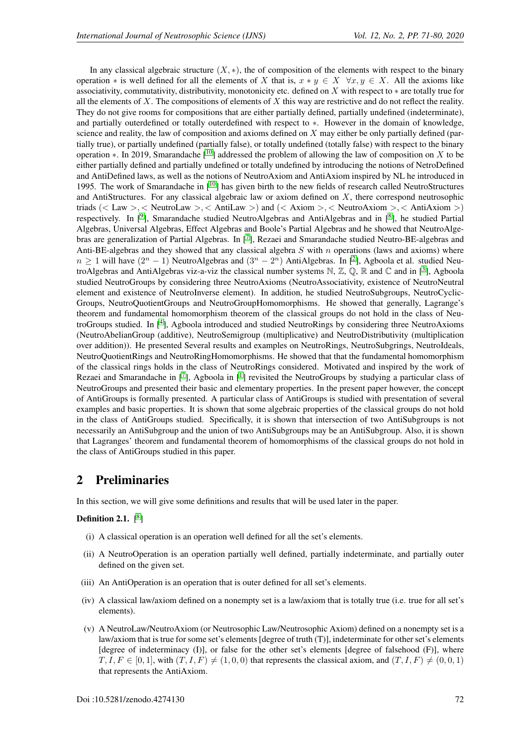In any classical algebraic structure $(X, *)$, the of composition of the elements with respect to the binary operation $*$ is well defined for all the elements of $X$ that is, $x * y \in X \quad \forall x, y \in X$. All the axioms like associativity, commutativity, distributivity, monotonicity etc. defined on $X$ with respect to $*$ are totally true for all the elements of $X$. The compositions of elements of $X$ this way are restrictive and do not reflect the reality. They do not give rooms for compositions that are either partially defined, partially undefined (indeterminate), and partially outerdefined or totally outerdefined with respect to $*$. However in the domain of knowledge, science and reality, the law of composition and axioms defined on $X$ may either be only partially defined (partially true), or partially undefined (partially false), or totally undefined (totally false) with respect to the binary operation $*$. In 2019, Smarandache [10] addressed the problem of allowing the law of composition on $X$ to be either partially defined and partially undefined or totally undefined by introducing the notions of NetroDefined and AntiDefined laws, as well as the notions of NeutroAxiom and AntiAxiom inspired by NL he introduced in 1995. The work of Smarandache in [10] has given birth to the new fields of research called NeutroStructures and AntiStructures. For any classical algebraic law or axiom defined on $X$, there correspond neutrosophic triads ($<$ Law $>$, $<$ NeutroLaw $>$, $<$ AntiLaw $>$) and ($<$ Axiom $>$, $<$ NeutroAxiom $>$, $<$ AntiAxiom $>$) respectively. In [9], Smarandache studied NeutroAlgebras and AntiAlgebras and in [8], he studied Partial Algebras, Universal Algebras, Effect Algebras and Boole's Partial Algebras and he showed that NeutroAlgebras are generalization of Partial Algebras. In [7], Rezaei and Smarandache studied Neutro-BE-algebras and Anti-BE-algebras and they showed that any classical algebra $S$ with $n$ operations (laws and axioms) where $n \geq 1$ will have $(2^n - 1)$ NeutroAlgebras and $(3^n - 2^n)$ AntiAlgebras. In [2], Agboola et al. studied NeutroAlgebras and AntiAlgebras viz-a-viz the classical number systems $\mathbb{N}$, $\mathbb{Z}$, $\mathbb{Q}$, $\mathbb{R}$ and $\mathbb{C}$ and in [3], Agboola studied NeutroGroups by considering three NeutroAxioms (NeutroAssociativity, existence of NeutroNeutral element and existence of NeutroInverse element). In addition, he studied NeutroSubgroups, NeutroCyclicGroups, NeutroQuotientGroups and NeutroGroupHomomorphisms. He showed that generally, Lagrange's theorem and fundamental homomorphism theorem of the classical groups do not hold in the class of NeutroGroups studied. In [4], Agboola introduced and studied NeutroRings by considering three NeutroAxioms (NeutroAbelianGroup (additive), NeutroSemigroup (multiplicative) and NeutroDistributivity (multiplication over addition)). He presented Several results and examples on NeutroRings, NeutroSubgrings, NeutroIdeals, NeutroQuotientRings and NeutroRingHomomorphisms. He showed that that the fundamental homomorphism of the classical rings holds in the class of NeutroRings considered. Motivated and inspired by the work of Rezaei and Smarandache in [7], Agboola in [1] revisited the NeutroGroups by studying a particular class of NeutroGroups and presented their basic and elementary properties. In the present paper however, the concept of AntiGroups is formally presented. A particular class of AntiGroups is studied with presentation of several examples and basic properties. It is shown that some algebraic properties of the classical groups do not hold in the class of AntiGroups studied. Specifically, it is shown that intersection of two AntiSubgroups is not necessarily an AntiSubgroup and the union of two AntiSubgroups may be an AntiSubgroup. Also, it is shown that Lagranges' theorem and fundamental theorem of homomorphisms of the classical groups do not hold in the class of AntiGroups studied in this paper.

## 2 Preliminaries

In this section, we will give some definitions and results that will be used later in the paper.

**Definition 2.1.** [8]

(i) A classical operation is an operation well defined for all the set's elements.

(ii) A NeutroOperation is an operation partially well defined, partially indeterminate, and partially outer defined on the given set.

(iii) An AntiOperation is an operation that is outer defined for all set's elements.

(iv) A classical law/axiom defined on a nonempty set is a law/axiom that is totally true (i.e. true for all set's elements).

(v) A NeutroLaw/NeutroAxiom (or Neutrosophic Law/Neutrosophic Axiom) defined on a nonempty set is a law/axiom that is true for some set's elements [degree of truth (T)], indeterminate for other set's elements [degree of indeterminacy (I)], or false for the other set's elements [degree of falsehood (F)], where $T, I, F \in [0, 1]$, with $(T, I, F) \neq (1, 0, 0)$ that represents the classical axiom, and $(T, I, F) \neq (0, 0, 1)$ that represents the AntiAxiom.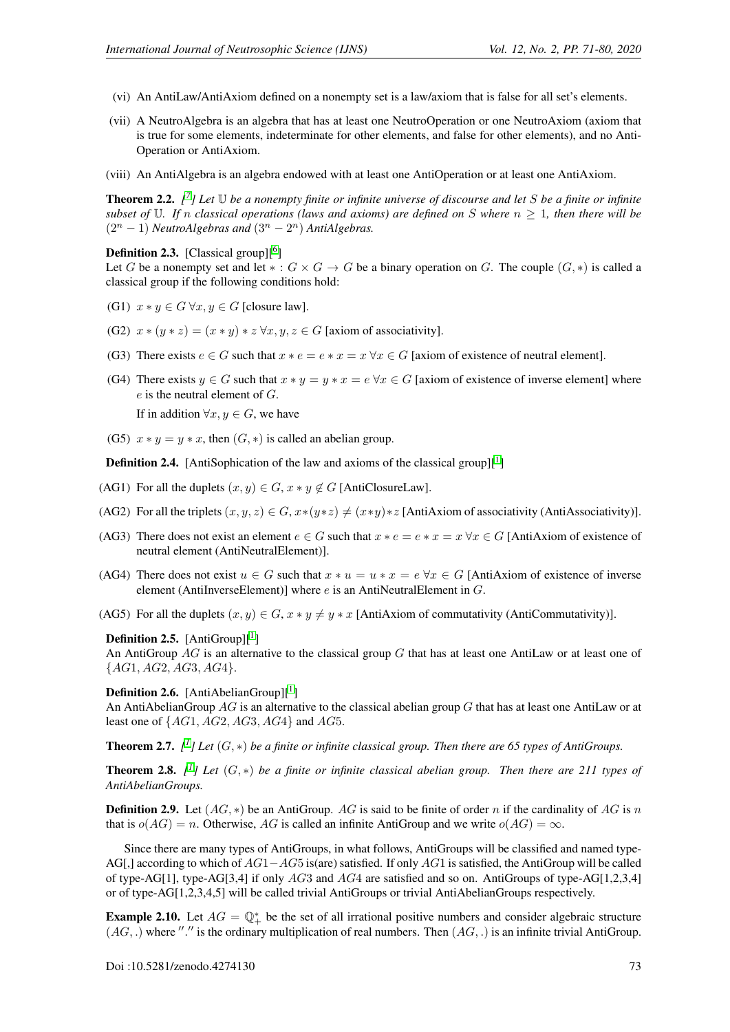(vi) An AntiLaw/AntiAxiom defined on a nonempty set is a law/axiom that is false for all set's elements.

(vii) A NeutroAlgebra is an algebra that has at least one NeutroOperation or one NeutroAxiom (axiom that is true for some elements, indeterminate for other elements, and false for other elements), and no AntiOperation or AntiAxiom.

(viii) An AntiAlgebra is an algebra endowed with at least one AntiOperation or at least one AntiAxiom.

**Theorem 2.2.** *[7] Let $\mathbb{U}$ be a nonempty finite or infinite universe of discourse and let $S$ be a finite or infinite subset of $\mathbb{U}$. If $n$ classical operations (laws and axioms) are defined on $S$ where $n \geq 1$, then there will be $(2^n - 1)$ NeutroAlgebras and $(3^n - 2^n)$ AntiAlgebras.*

**Definition 2.3.** [Classical group][6]
Let $G$ be a nonempty set and let $* : G \times G \to G$ be a binary operation on $G$. The couple $(G, *)$ is called a classical group if the following conditions hold:

(G1) $x * y \in G \; \forall x, y \in G$ [closure law].

(G2) $x * (y * z) = (x * y) * z \; \forall x, y, z \in G$ [axiom of associativity].

(G3) There exists $e \in G$ such that $x * e = e * x = x \; \forall x \in G$ [axiom of existence of neutral element].

(G4) There exists $y \in G$ such that $x * y = y * x = e \; \forall x \in G$ [axiom of existence of inverse element] where $e$ is the neutral element of $G$.

If in addition $\forall x, y \in G$, we have

(G5) $x * y = y * x$, then $(G, *)$ is called an abelian group.

**Definition 2.4.** [AntiSophication of the law and axioms of the classical group][1]

(AG1) For all the duplets $(x, y) \in G$, $x * y \notin G$ [AntiClosureLaw].

(AG2) For all the triplets $(x, y, z) \in G$, $x*(y*z) \neq (x*y)*z$ [AntiAxiom of associativity (AntiAssociativity)].

(AG3) There does not exist an element $e \in G$ such that $x * e = e * x = x \; \forall x \in G$ [AntiAxiom of existence of neutral element (AntiNeutralElement)].

(AG4) There does not exist $u \in G$ such that $x * u = u * x = e \; \forall x \in G$ [AntiAxiom of existence of inverse element (AntiInverseElement)] where $e$ is an AntiNeutralElement in $G$.

(AG5) For all the duplets $(x, y) \in G$, $x * y \neq y * x$ [AntiAxiom of commutativity (AntiCommutativity)].

**Definition 2.5.** [AntiGroup][1]
An AntiGroup $AG$ is an alternative to the classical group $G$ that has at least one AntiLaw or at least one of $\{AG1, AG2, AG3, AG4\}$.

**Definition 2.6.** [AntiAbelianGroup][1]
An AntiAbelianGroup $AG$ is an alternative to the classical abelian group $G$ that has at least one AntiLaw or at least one of $\{AG1, AG2, AG3, AG4\}$ and $AG5$.

**Theorem 2.7.** *[1] Let $(G, *)$ be a finite or infinite classical group. Then there are 65 types of AntiGroups.*

**Theorem 2.8.** *[1] Let $(G, *)$ be a finite or infinite classical abelian group. Then there are 211 types of AntiAbelianGroups.*

**Definition 2.9.** Let $(AG, *)$ be an AntiGroup. $AG$ is said to be finite of order $n$ if the cardinality of $AG$ is $n$ that is $o(AG) = n$. Otherwise, $AG$ is called an infinite AntiGroup and we write $o(AG) = \infty$.

Since there are many types of AntiGroups, in what follows, AntiGroups will be classified and named type-AG[,] according to which of $AG1-AG5$ is(are) satisfied. If only $AG1$ is satisfied, the AntiGroup will be called of type-AG[1], type-AG[3,4] if only $AG3$ and $AG4$ are satisfied and so on. AntiGroups of type-AG[1,2,3,4] or of type-AG[1,2,3,4,5] will be called trivial AntiGroups or trivial AntiAbelianGroups respectively.

**Example 2.10.** Let $AG = \mathbb{Q}_+^*$ be the set of all irrational positive numbers and consider algebraic structure $(AG, .)$ where $''.''$ is the ordinary multiplication of real numbers. Then $(AG, .)$ is an infinite trivial AntiGroup.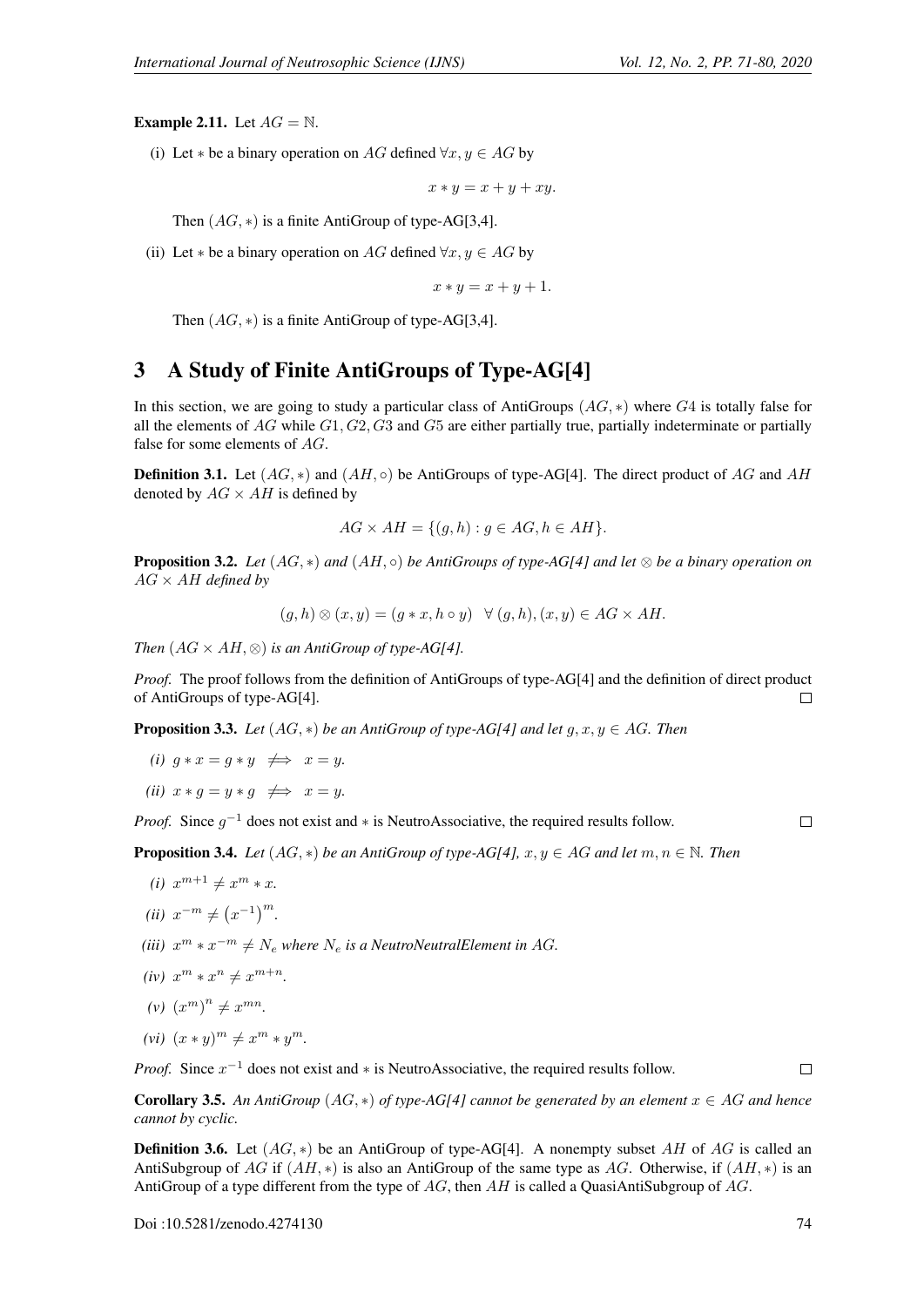**Example 2.11.** Let $AG = \mathbb{N}$.

(i) Let $*$ be a binary operation on $AG$ defined $\forall x, y \in AG$ by

$$x * y = x + y + xy.$$

Then $(AG, *)$ is a finite AntiGroup of type-AG[3,4].

(ii) Let $*$ be a binary operation on $AG$ defined $\forall x, y \in AG$ by

$$x * y = x + y + 1.$$

Then $(AG, *)$ is a finite AntiGroup of type-AG[3,4].

# 3 A Study of Finite AntiGroups of Type-AG[4]

In this section, we are going to study a particular class of AntiGroups $(AG, *)$ where $G4$ is totally false for all the elements of $AG$ while $G1, G2, G3$ and $G5$ are either partially true, partially indeterminate or partially false for some elements of $AG$.

**Definition 3.1.** Let $(AG, *)$ and $(AH, \circ)$ be AntiGroups of type-AG[4]. The direct product of $AG$ and $AH$ denoted by $AG \times AH$ is defined by

$$AG \times AH = \{(g, h) : g \in AG, h \in AH\}.$$

**Proposition 3.2.** *Let $(AG, *)$ and $(AH, \circ)$ be AntiGroups of type-AG[4] and let $\otimes$ be a binary operation on $AG \times AH$ defined by*

$$(g, h) \otimes (x, y) = (g * x, h \circ y) \quad \forall\, (g, h), (x, y) \in AG \times AH.$$

*Then $(AG \times AH, \otimes)$ is an AntiGroup of type-AG[4].*

*Proof.* The proof follows from the definition of AntiGroups of type-AG[4] and the definition of direct product of AntiGroups of type-AG[4]. ∎

**Proposition 3.3.** *Let $(AG, *)$ be an AntiGroup of type-AG[4] and let $g, x, y \in AG$. Then*

*(i)* $g * x = g * y \;\;\not\Longrightarrow\;\; x = y$.

*(ii)* $x * g = y * g \;\;\not\Longrightarrow\;\; x = y$.

*Proof.* Since $g^{-1}$ does not exist and $*$ is NeutroAssociative, the required results follow. ∎

**Proposition 3.4.** *Let $(AG, *)$ be an AntiGroup of type-AG[4], $x, y \in AG$ and let $m, n \in \mathbb{N}$. Then*

*(i)* $x^{m+1} \neq x^m * x$.

*(ii)* $x^{-m} \neq \left(x^{-1}\right)^m$.

*(iii)* $x^m * x^{-m} \neq N_e$ *where $N_e$ is a NeutroNeutralElement in $AG$.*

*(iv)* $x^m * x^n \neq x^{m+n}$.

*(v)* $(x^m)^n \neq x^{mn}$.

*(vi)* $(x * y)^m \neq x^m * y^m$.

*Proof.* Since $x^{-1}$ does not exist and $*$ is NeutroAssociative, the required results follow. ∎

**Corollary 3.5.** *An AntiGroup $(AG, *)$ of type-AG[4] cannot be generated by an element $x \in AG$ and hence cannot by cyclic.*

**Definition 3.6.** Let $(AG, *)$ be an AntiGroup of type-AG[4]. A nonempty subset $AH$ of $AG$ is called an AntiSubgroup of $AG$ if $(AH, *)$ is also an AntiGroup of the same type as $AG$. Otherwise, if $(AH, *)$ is an AntiGroup of a type different from the type of $AG$, then $AH$ is called a QuasiAntiSubgroup of $AG$.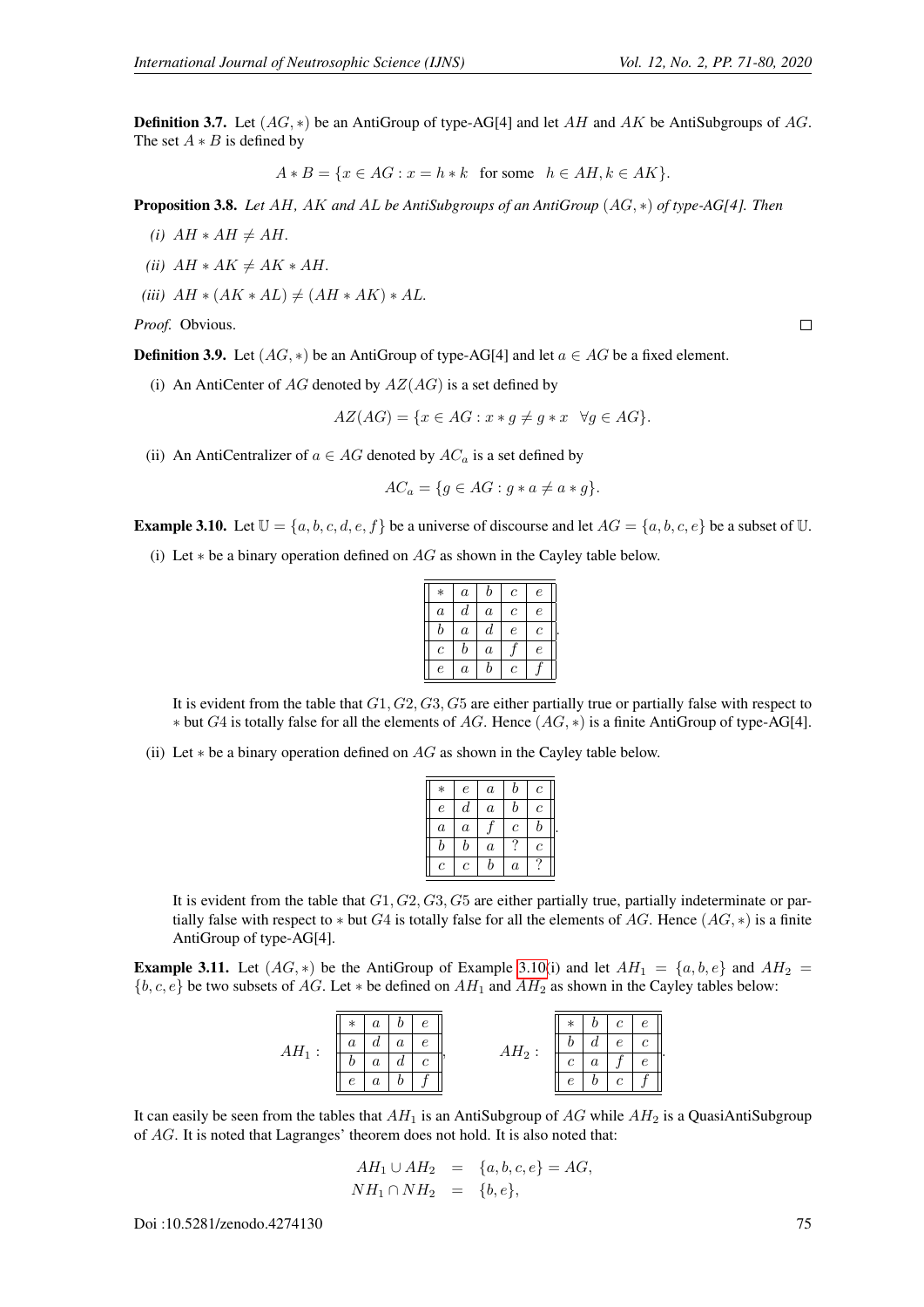**Definition 3.7.** Let $(AG, *)$ be an AntiGroup of type-AG[4] and let $AH$ and $AK$ be AntiSubgroups of $AG$. The set $A * B$ is defined by

$$A * B = \{x \in AG : x = h * k \quad \text{for some} \quad h \in AH, k \in AK\}.$$

**Proposition 3.8.** *Let $AH$, $AK$ and $AL$ be AntiSubgroups of an AntiGroup $(AG, *)$ of type-AG[4]. Then*

*(i)* $AH * AH \neq AH$.

*(ii)* $AH * AK \neq AK * AH$.

*(iii)* $AH * (AK * AL) \neq (AH * AK) * AL$.

*Proof.* Obvious. □

**Definition 3.9.** Let $(AG, *)$ be an AntiGroup of type-AG[4] and let $a \in AG$ be a fixed element.

(i) An AntiCenter of $AG$ denoted by $AZ(AG)$ is a set defined by

$$AZ(AG) = \{x \in AG : x * g \neq g * x \quad \forall g \in AG\}.$$

(ii) An AntiCentralizer of $a \in AG$ denoted by $AC_a$ is a set defined by

$$AC_a = \{g \in AG : g * a \neq a * g\}.$$

**Example 3.10.** Let $\mathbb{U} = \{a, b, c, d, e, f\}$ be a universe of discourse and let $AG = \{a, b, c, e\}$ be a subset of $\mathbb{U}$.

(i) Let $*$ be a binary operation defined on $AG$ as shown in the Cayley table below.

| $*$ | $a$ | $b$ | $c$ | $e$ |
|---|---|---|---|---|
| $a$ | $d$ | $a$ | $c$ | $e$ |
| $b$ | $a$ | $d$ | $e$ | $c$ |
| $c$ | $b$ | $a$ | $f$ | $e$ |
| $e$ | $a$ | $b$ | $c$ | $f$ |

It is evident from the table that $G1, G2, G3, G5$ are either partially true or partially false with respect to $*$ but $G4$ is totally false for all the elements of $AG$. Hence $(AG, *)$ is a finite AntiGroup of type-AG[4].

(ii) Let $*$ be a binary operation defined on $AG$ as shown in the Cayley table below.

| $*$ | $e$ | $a$ | $b$ | $c$ |
|---|---|---|---|---|
| $e$ | $d$ | $a$ | $b$ | $c$ |
| $a$ | $a$ | $f$ | $c$ | $b$ |
| $b$ | $b$ | $a$ | ? | $c$ |
| $c$ | $c$ | $b$ | $a$ | ? |

It is evident from the table that $G1, G2, G3, G5$ are either partially true, partially indeterminate or partially false with respect to $*$ but $G4$ is totally false for all the elements of $AG$. Hence $(AG, *)$ is a finite AntiGroup of type-AG[4].

**Example 3.11.** Let $(AG, *)$ be the AntiGroup of Example 3.10(i) and let $AH_1 = \{a, b, e\}$ and $AH_2 = \{b, c, e\}$ be two subsets of $AG$. Let $*$ be defined on $AH_1$ and $AH_2$ as shown in the Cayley tables below:

$AH_1$:

| $*$ | $a$ | $b$ | $e$ |
|---|---|---|---|
| $a$ | $d$ | $a$ | $e$ |
| $b$ | $a$ | $d$ | $c$ |
| $e$ | $a$ | $b$ | $f$ |

$AH_2$:

| $*$ | $b$ | $c$ | $e$ |
|---|---|---|---|
| $b$ | $d$ | $e$ | $c$ |
| $c$ | $a$ | $f$ | $e$ |
| $e$ | $b$ | $c$ | $f$ |

It can easily be seen from the tables that $AH_1$ is an AntiSubgroup of $AG$ while $AH_2$ is a QuasiAntiSubgroup of $AG$. It is noted that Lagranges' theorem does not hold. It is also noted that:

$$\begin{aligned} AH_1 \cup AH_2 &= \{a, b, c, e\} = AG, \\ NH_1 \cap NH_2 &= \{b, e\}, \end{aligned}$$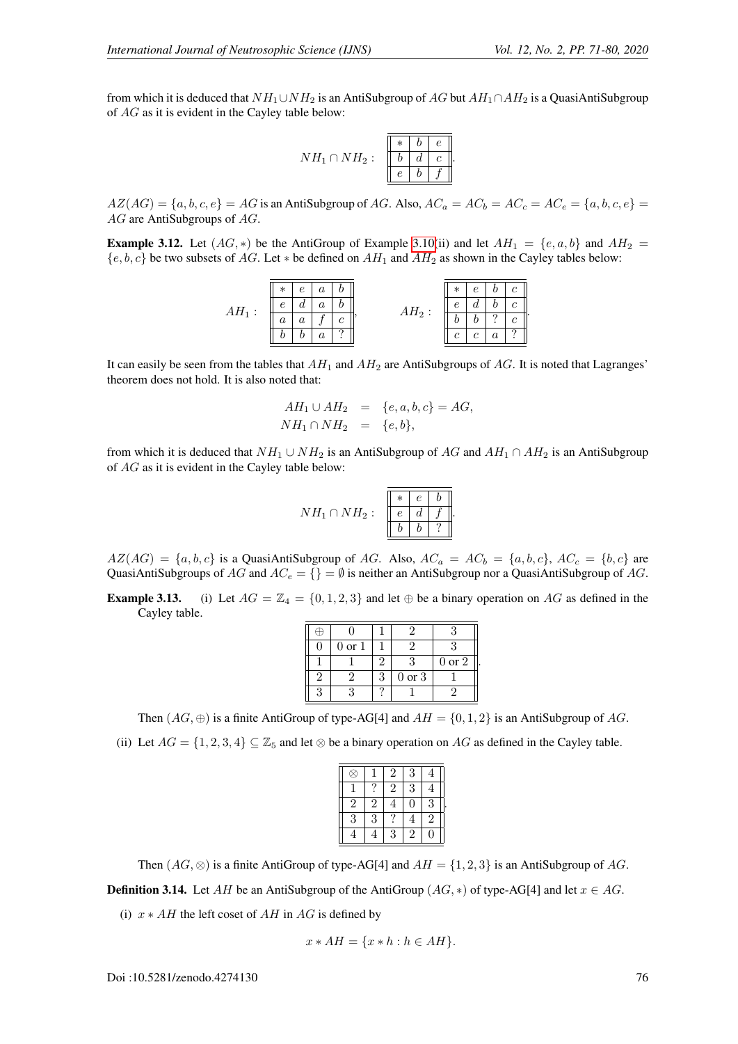from which it is deduced that $NH_1 \cup NH_2$ is an AntiSubgroup of $AG$ but $AH_1 \cap AH_2$ is a QuasiAntiSubgroup of $AG$ as it is evident in the Cayley table below:

$NH_1 \cap NH_2$ :

| $*$ | $b$ | $e$ |
|---|---|---|
| $b$ | $d$ | $c$ |
| $e$ | $b$ | $f$ |

$AZ(AG) = \{a, b, c, e\} = AG$ is an AntiSubgroup of $AG$. Also, $AC_a = AC_b = AC_c = AC_e = \{a, b, c, e\} = AG$ are AntiSubgroups of $AG$.

**Example 3.12.** Let $(AG, *)$ be the AntiGroup of Example 3.10(ii) and let $AH_1 = \{e, a, b\}$ and $AH_2 = \{e, b, c\}$ be two subsets of $AG$. Let $*$ be defined on $AH_1$ and $AH_2$ as shown in the Cayley tables below:

$AH_1$ :

| $*$ | $e$ | $a$ | $b$ |
|---|---|---|---|
| $e$ | $d$ | $a$ | $b$ |
| $a$ | $a$ | $f$ | $c$ |
| $b$ | $b$ | $a$ | ? |

$AH_2$ :

| $*$ | $e$ | $b$ | $c$ |
|---|---|---|---|
| $e$ | $d$ | $b$ | $c$ |
| $b$ | $b$ | ? | $c$ |
| $c$ | $c$ | $a$ | ? |

It can easily be seen from the tables that $AH_1$ and $AH_2$ are AntiSubgroups of $AG$. It is noted that Lagranges' theorem does not hold. It is also noted that:

$$
\begin{aligned}
AH_1 \cup AH_2 &= \{e, a, b, c\} = AG, \\
NH_1 \cap NH_2 &= \{e, b\},
\end{aligned}
$$

from which it is deduced that $NH_1 \cup NH_2$ is an AntiSubgroup of $AG$ and $AH_1 \cap AH_2$ is an AntiSubgroup of $AG$ as it is evident in the Cayley table below:

$NH_1 \cap NH_2$ :

| $*$ | $e$ | $b$ |
|---|---|---|
| $e$ | $d$ | $f$ |
| $b$ | $b$ | ? |

$AZ(AG) = \{a, b, c\}$ is a QuasiAntiSubgroup of $AG$. Also, $AC_a = AC_b = \{a, b, c\}$, $AC_c = \{b, c\}$ are QuasiAntiSubgroups of $AG$ and $AC_e = \{\} = \emptyset$ is neither an AntiSubgroup nor a QuasiAntiSubgroup of $AG$.

**Example 3.13.** (i) Let $AG = \mathbb{Z}_4 = \{0, 1, 2, 3\}$ and let $\oplus$ be a binary operation on $AG$ as defined in the Cayley table.

| $\oplus$ | 0 | 1 | 2 | 3 |
|---|---|---|---|---|
| 0 | 0 or 1 | 1 | 2 | 3 |
| 1 | 1 | 2 | 3 | 0 or 2 |
| 2 | 2 | 3 | 0 or 3 | 1 |
| 3 | 3 | ? | 1 | 2 |

Then $(AG, \oplus)$ is a finite AntiGroup of type-AG[4] and $AH = \{0, 1, 2\}$ is an AntiSubgroup of $AG$.

(ii) Let $AG = \{1, 2, 3, 4\} \subseteq \mathbb{Z}_5$ and let $\otimes$ be a binary operation on $AG$ as defined in the Cayley table.

| $\otimes$ | 1 | 2 | 3 | 4 |
|---|---|---|---|---|
| 1 | ? | 2 | 3 | 4 |
| 2 | 2 | 4 | 0 | 3 |
| 3 | 3 | ? | 4 | 2 |
| 4 | 4 | 3 | 2 | 0 |

Then $(AG, \otimes)$ is a finite AntiGroup of type-AG[4] and $AH = \{1, 2, 3\}$ is an AntiSubgroup of $AG$.

**Definition 3.14.** Let $AH$ be an AntiSubgroup of the AntiGroup $(AG, *)$ of type-AG[4] and let $x \in AG$.

(i) $x * AH$ the left coset of $AH$ in $AG$ is defined by

$$
x * AH = \{x * h : h \in AH\}.
$$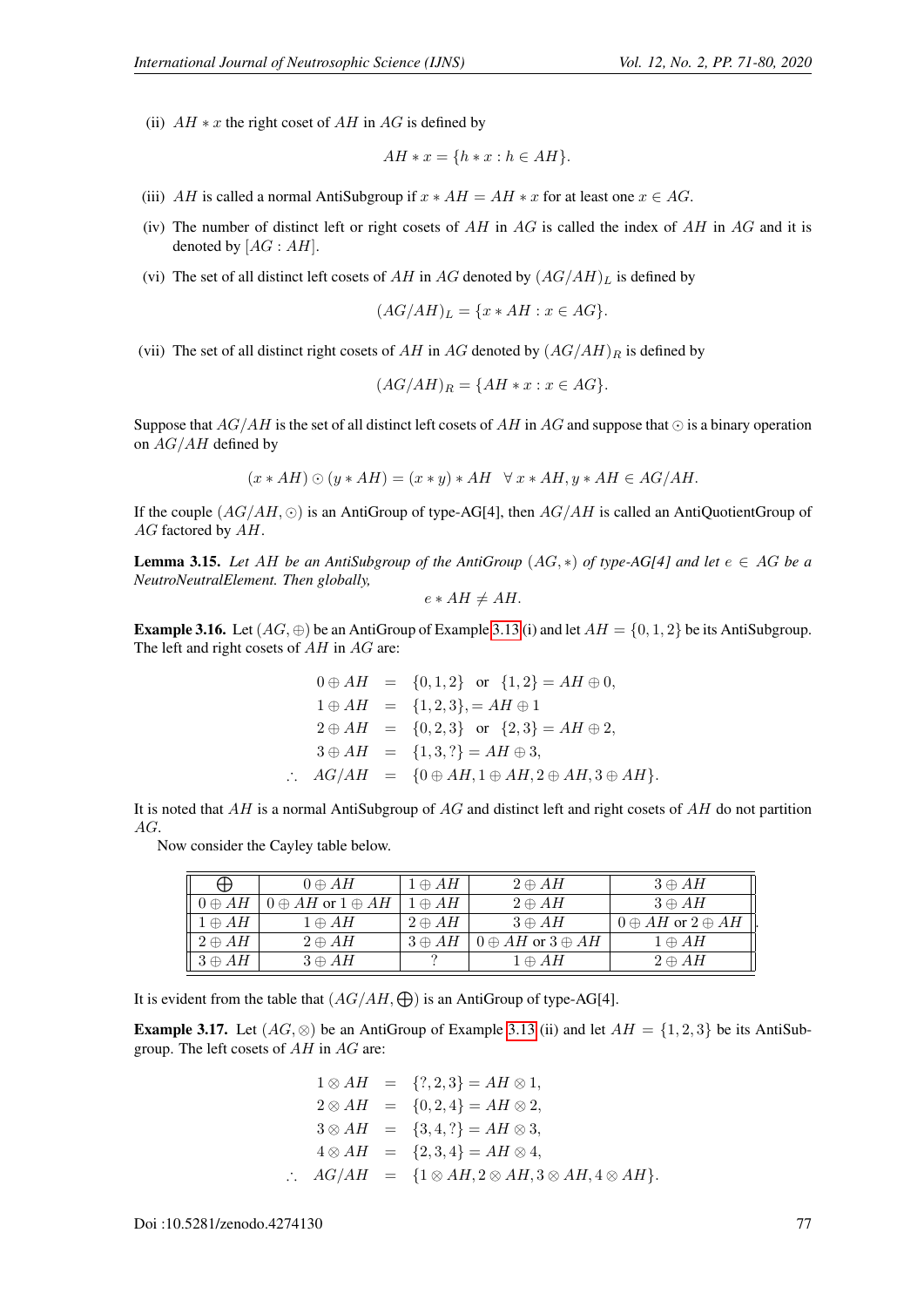(ii) $AH * x$ the right coset of $AH$ in $AG$ is defined by

$$AH * x = \{h * x : h \in AH\}.$$

(iii) $AH$ is called a normal AntiSubgroup if $x * AH = AH * x$ for at least one $x \in AG$.

(iv) The number of distinct left or right cosets of $AH$ in $AG$ is called the index of $AH$ in $AG$ and it is denoted by $[AG : AH]$.

(vi) The set of all distinct left cosets of $AH$ in $AG$ denoted by $(AG/AH)_L$ is defined by

$$(AG/AH)_L = \{x * AH : x \in AG\}.$$

(vii) The set of all distinct right cosets of $AH$ in $AG$ denoted by $(AG/AH)_R$ is defined by

$$(AG/AH)_R = \{AH * x : x \in AG\}.$$

Suppose that $AG/AH$ is the set of all distinct left cosets of $AH$ in $AG$ and suppose that $\odot$ is a binary operation on $AG/AH$ defined by

$$(x * AH) \odot (y * AH) = (x * y) * AH \quad \forall\, x * AH, y * AH \in AG/AH.$$

If the couple $(AG/AH, \odot)$ is an AntiGroup of type-AG[4], then $AG/AH$ is called an AntiQuotientGroup of $AG$ factored by $AH$.

**Lemma 3.15.** *Let $AH$ be an AntiSubgroup of the AntiGroup $(AG, *)$ of type-AG[4] and let $e \in AG$ be a NeutroNeutralElement. Then globally,*

$$e * AH \neq AH.$$

**Example 3.16.** Let $(AG, \oplus)$ be an AntiGroup of Example 3.13 (i) and let $AH = \{0, 1, 2\}$ be its AntiSubgroup. The left and right cosets of $AH$ in $AG$ are:

$$\begin{aligned}
0 \oplus AH &= \{0, 1, 2\} \text{ or } \{1, 2\} = AH \oplus 0, \\
1 \oplus AH &= \{1, 2, 3\}, = AH \oplus 1 \\
2 \oplus AH &= \{0, 2, 3\} \text{ or } \{2, 3\} = AH \oplus 2, \\
3 \oplus AH &= \{1, 3, ?\} = AH \oplus 3, \\
\therefore\ AG/AH &= \{0 \oplus AH, 1 \oplus AH, 2 \oplus AH, 3 \oplus AH\}.
\end{aligned}$$

It is noted that $AH$ is a normal AntiSubgroup of $AG$ and distinct left and right cosets of $AH$ do not partition $AG$.

Now consider the Cayley table below.

| $\bigoplus$ | $0 \oplus AH$ | $1 \oplus AH$ | $2 \oplus AH$ | $3 \oplus AH$ |
|---|---|---|---|---|
| $0 \oplus AH$ | $0 \oplus AH$ or $1 \oplus AH$ | $1 \oplus AH$ | $2 \oplus AH$ | $3 \oplus AH$ |
| $1 \oplus AH$ | $1 \oplus AH$ | $2 \oplus AH$ | $3 \oplus AH$ | $0 \oplus AH$ or $2 \oplus AH$ |
| $2 \oplus AH$ | $2 \oplus AH$ | $3 \oplus AH$ | $0 \oplus AH$ or $3 \oplus AH$ | $1 \oplus AH$ |
| $3 \oplus AH$ | $3 \oplus AH$ | ? | $1 \oplus AH$ | $2 \oplus AH$ |

It is evident from the table that $(AG/AH, \bigoplus)$ is an AntiGroup of type-AG[4].

**Example 3.17.** Let $(AG, \otimes)$ be an AntiGroup of Example 3.13 (ii) and let $AH = \{1, 2, 3\}$ be its AntiSubgroup. The left cosets of $AH$ in $AG$ are:

$$\begin{aligned}
1 \otimes AH &= \{?, 2, 3\} = AH \otimes 1, \\
2 \otimes AH &= \{0, 2, 4\} = AH \otimes 2, \\
3 \otimes AH &= \{3, 4, ?\} = AH \otimes 3, \\
4 \otimes AH &= \{2, 3, 4\} = AH \otimes 4, \\
\therefore\ AG/AH &= \{1 \otimes AH, 2 \otimes AH, 3 \otimes AH, 4 \otimes AH\}.
\end{aligned}$$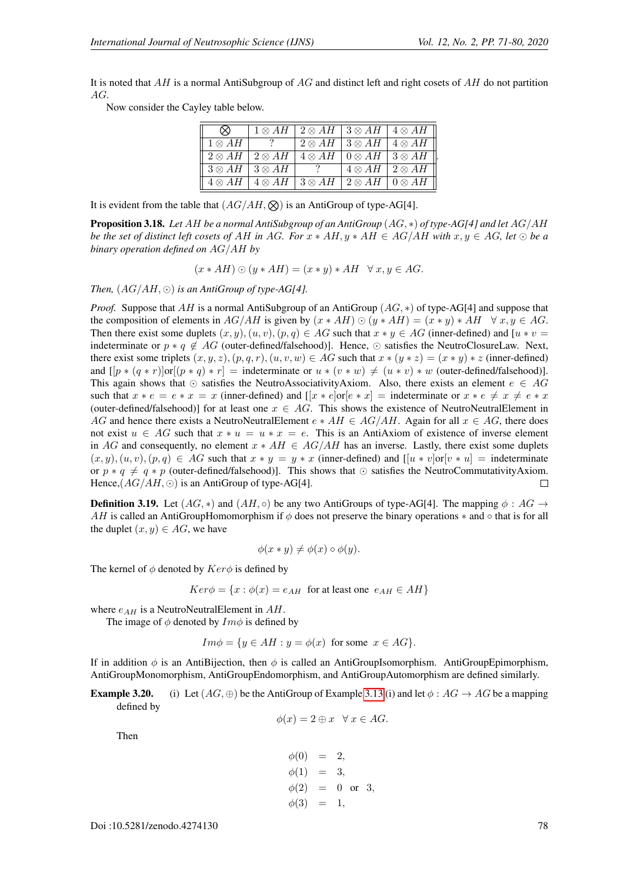It is noted that $AH$ is a normal AntiSubgroup of $AG$ and distinct left and right cosets of $AH$ do not partition $AG$.

Now consider the Cayley table below.

| $\bigotimes$ | $1 \otimes AH$ | $2 \otimes AH$ | $3 \otimes AH$ | $4 \otimes AH$ |
|---|---|---|---|---|
| $1 \otimes AH$ | ? | $2 \otimes AH$ | $3 \otimes AH$ | $4 \otimes AH$ |
| $2 \otimes AH$ | $2 \otimes AH$ | $4 \otimes AH$ | $0 \otimes AH$ | $3 \otimes AH$ |
| $3 \otimes AH$ | $3 \otimes AH$ | ? | $4 \otimes AH$ | $2 \otimes AH$ |
| $4 \otimes AH$ | $4 \otimes AH$ | $3 \otimes AH$ | $2 \otimes AH$ | $0 \otimes AH$ |

It is evident from the table that $(AG/AH, \bigotimes)$ is an AntiGroup of type-AG[4].

**Proposition 3.18.** *Let $AH$ be a normal AntiSubgroup of an AntiGroup $(AG, *)$ of type-AG[4] and let $AG/AH$ be the set of distinct left cosets of $AH$ in $AG$. For $x * AH, y * AH \in AG/AH$ with $x, y \in AG$, let $\odot$ be a binary operation defined on $AG/AH$ by*

$$(x * AH) \odot (y * AH) = (x * y) * AH \quad \forall\, x, y \in AG.$$

*Then, $(AG/AH, \odot)$ is an AntiGroup of type-AG[4].*

*Proof.* Suppose that $AH$ is a normal AntiSubgroup of an AntiGroup $(AG, *)$ of type-AG[4] and suppose that the composition of elements in $AG/AH$ is given by $(x * AH) \odot (y * AH) = (x * y) * AH \quad \forall\, x, y \in AG$. Then there exist some duplets $(x, y), (u, v), (p, q) \in AG$ such that $x * y \in AG$ (inner-defined) and [$u * v =$ indeterminate or $p * q \notin AG$ (outer-defined/falsehood)]. Hence, $\odot$ satisfies the NeutroClosureLaw. Next, there exist some triplets $(x, y, z), (p, q, r), (u, v, w) \in AG$ such that $x * (y * z) = (x * y) * z$ (inner-defined) and [$[p * (q * r)]$or$[(p * q) * r] =$ indeterminate or $u * (v * w) \neq (u * v) * w$ (outer-defined/falsehood)]. This again shows that $\odot$ satisfies the NeutroAssociativityAxiom. Also, there exists an element $e \in AG$ such that $x * e = e * x = x$ (inner-defined) and [$[x * e]$or$[e * x] =$ indeterminate or $x * e \neq x \neq e * x$ (outer-defined/falsehood)] for at least one $x \in AG$. This shows the existence of NeutroNeutralElement in $AG$ and hence there exists a NeutroNeutralElement $e * AH \in AG/AH$. Again for all $x \in AG$, there does not exist $u \in AG$ such that $x * u = u * x = e$. This is an AntiAxiom of existence of inverse element in $AG$ and consequently, no element $x * AH \in AG/AH$ has an inverse. Lastly, there exist some duplets $(x, y), (u, v), (p, q) \in AG$ such that $x * y = y * x$ (inner-defined) and [$[u * v]$or$[v * u] =$ indeterminate or $p * q \neq q * p$ (outer-defined/falsehood)]. This shows that $\odot$ satisfies the NeutroCommutativityAxiom. Hence,$(AG/AH, \odot)$ is an AntiGroup of type-AG[4]. ◻

**Definition 3.19.** Let $(AG, *)$ and $(AH, \circ)$ be any two AntiGroups of type-AG[4]. The mapping $\phi : AG \to AH$ is called an AntiGroupHomomorphism if $\phi$ does not preserve the binary operations $*$ and $\circ$ that is for all the duplet $(x, y) \in AG$, we have

$$\phi(x * y) \neq \phi(x) \circ \phi(y).$$

The kernel of $\phi$ denoted by $Ker\phi$ is defined by

$$Ker\phi = \{x : \phi(x) = e_{AH} \ \text{ for at least one } \ e_{AH} \in AH\}$$

where $e_{AH}$ is a NeutroNeutralElement in $AH$.

The image of $\phi$ denoted by $Im\phi$ is defined by

$$Im\phi = \{y \in AH : y = \phi(x) \ \text{ for some } \ x \in AG\}.$$

If in addition $\phi$ is an AntiBijection, then $\phi$ is called an AntiGroupIsomorphism. AntiGroupEpimorphism, AntiGroupMonomorphism, AntiGroupEndomorphism, and AntiGroupAutomorphism are defined similarly.

**Example 3.20.** (i) Let $(AG, \oplus)$ be the AntiGroup of Example 3.13 (i) and let $\phi : AG \to AG$ be a mapping defined by

$$\phi(x) = 2 \oplus x \quad \forall\, x \in AG.$$

Then

$$\begin{aligned}
\phi(0) &= 2,\\
\phi(1) &= 3,\\
\phi(2) &= 0 \ \text{ or } \ 3,\\
\phi(3) &= 1,
\end{aligned}$$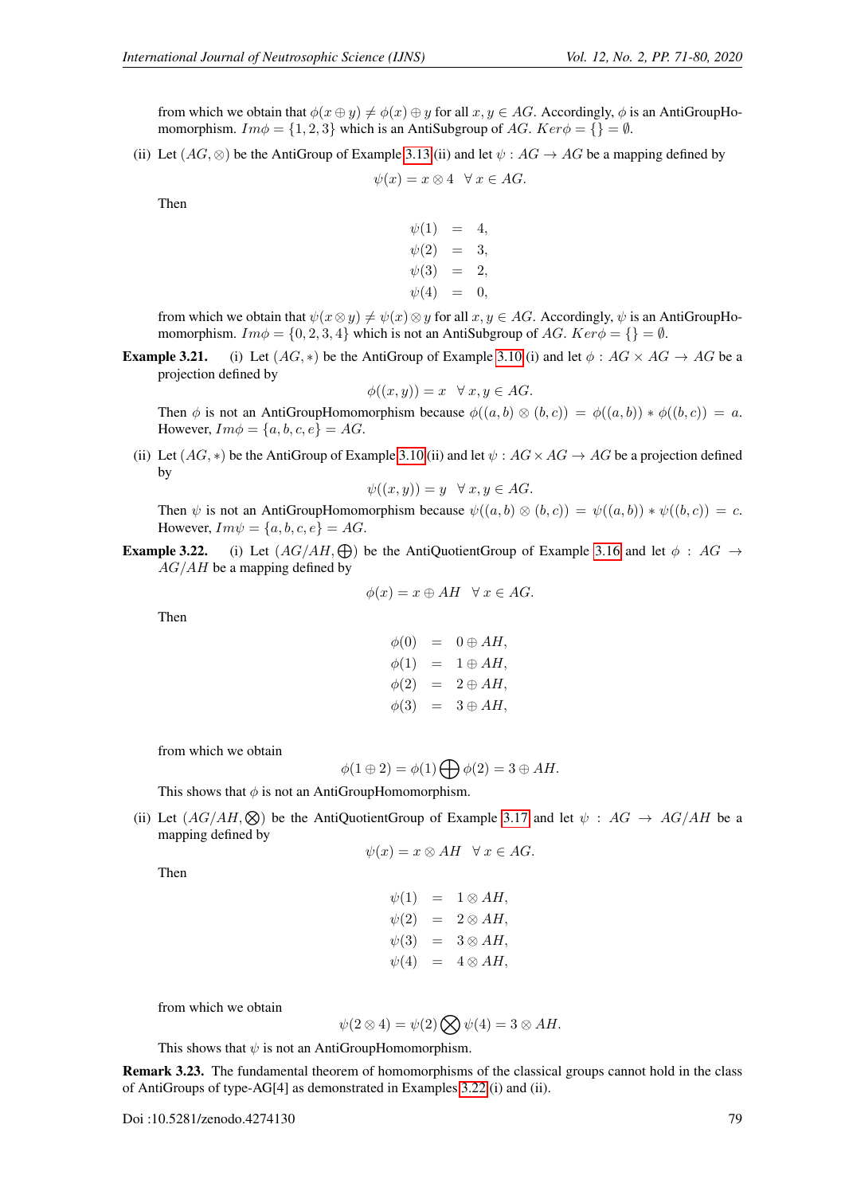from which we obtain that $\phi(x \oplus y) \neq \phi(x) \oplus y$ for all $x, y \in AG$. Accordingly, $\phi$ is an AntiGroupHomomorphism. $Im\phi = \{1, 2, 3\}$ which is an AntiSubgroup of $AG$. $Ker\phi = \{\} = \emptyset$.

(ii) Let $(AG, \otimes)$ be the AntiGroup of Example 3.13(ii) and let $\psi : AG \to AG$ be a mapping defined by

$$\psi(x) = x \otimes 4 \quad \forall\, x \in AG.$$

Then

$$\begin{aligned}
\psi(1) &= 4,\\
\psi(2) &= 3,\\
\psi(3) &= 2,\\
\psi(4) &= 0,
\end{aligned}$$

from which we obtain that $\psi(x \otimes y) \neq \psi(x) \otimes y$ for all $x, y \in AG$. Accordingly, $\psi$ is an AntiGroupHomomorphism. $Im\phi = \{0, 2, 3, 4\}$ which is not an AntiSubgroup of $AG$. $Ker\phi = \{\} = \emptyset$.

**Example 3.21.** (i) Let $(AG, *)$ be the AntiGroup of Example 3.10(i) and let $\phi : AG \times AG \to AG$ be a projection defined by

$$\phi((x, y)) = x \quad \forall\, x, y \in AG.$$

Then $\phi$ is not an AntiGroupHomomorphism because $\phi((a, b) \otimes (b, c)) = \phi((a, b)) * \phi((b, c)) = a$. However, $Im\phi = \{a, b, c, e\} = AG$.

(ii) Let $(AG, *)$ be the AntiGroup of Example 3.10(ii) and let $\psi : AG \times AG \to AG$ be a projection defined by

$$\psi((x, y)) = y \quad \forall\, x, y \in AG.$$

Then $\psi$ is not an AntiGroupHomomorphism because $\psi((a, b) \otimes (b, c)) = \psi((a, b)) * \psi((b, c)) = c$. However, $Im\psi = \{a, b, c, e\} = AG$.

**Example 3.22.** (i) Let $(AG/AH, \bigoplus)$ be the AntiQuotientGroup of Example 3.16 and let $\phi : AG \to AG/AH$ be a mapping defined by

$$\phi(x) = x \oplus AH \quad \forall\, x \in AG.$$

Then

$$\begin{aligned}
\phi(0) &= 0 \oplus AH,\\
\phi(1) &= 1 \oplus AH,\\
\phi(2) &= 2 \oplus AH,\\
\phi(3) &= 3 \oplus AH,
\end{aligned}$$

from which we obtain

$$\phi(1 \oplus 2) = \phi(1) \bigoplus \phi(2) = 3 \oplus AH.$$

This shows that $\phi$ is not an AntiGroupHomomorphism.

(ii) Let $(AG/AH, \bigotimes)$ be the AntiQuotientGroup of Example 3.17 and let $\psi : AG \to AG/AH$ be a mapping defined by

$$\psi(x) = x \otimes AH \quad \forall\, x \in AG.$$

Then

$$\begin{aligned}
\psi(1) &= 1 \otimes AH,\\
\psi(2) &= 2 \otimes AH,\\
\psi(3) &= 3 \otimes AH,\\
\psi(4) &= 4 \otimes AH,
\end{aligned}$$

from which we obtain

$$\psi(2 \otimes 4) = \psi(2) \bigotimes \psi(4) = 3 \otimes AH.$$

This shows that $\psi$ is not an AntiGroupHomomorphism.

**Remark 3.23.** The fundamental theorem of homomorphisms of the classical groups cannot hold in the class of AntiGroups of type-AG[4] as demonstrated in Examples 3.22(i) and (ii).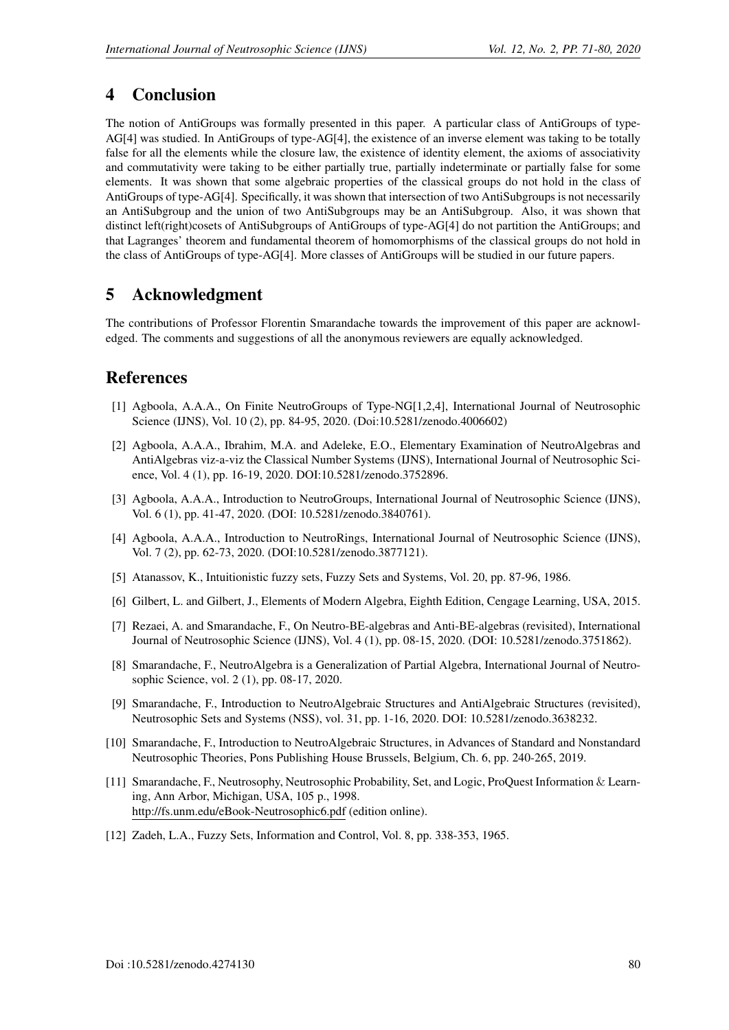## 4 Conclusion

The notion of AntiGroups was formally presented in this paper. A particular class of AntiGroups of type-AG[4] was studied. In AntiGroups of type-AG[4], the existence of an inverse element was taking to be totally false for all the elements while the closure law, the existence of identity element, the axioms of associativity and commutativity were taking to be either partially true, partially indeterminate or partially false for some elements. It was shown that some algebraic properties of the classical groups do not hold in the class of AntiGroups of type-AG[4]. Specifically, it was shown that intersection of two AntiSubgroups is not necessarily an AntiSubgroup and the union of two AntiSubgroups may be an AntiSubgroup. Also, it was shown that distinct left(right)cosets of AntiSubgroups of AntiGroups of type-AG[4] do not partition the AntiGroups; and that Lagranges' theorem and fundamental theorem of homomorphisms of the classical groups do not hold in the class of AntiGroups of type-AG[4]. More classes of AntiGroups will be studied in our future papers.

## 5 Acknowledgment

The contributions of Professor Florentin Smarandache towards the improvement of this paper are acknowledged. The comments and suggestions of all the anonymous reviewers are equally acknowledged.

## References

[1] Agboola, A.A.A., On Finite NeutroGroups of Type-NG[1,2,4], International Journal of Neutrosophic Science (IJNS), Vol. 10 (2), pp. 84-95, 2020. (Doi:10.5281/zenodo.4006602)

[2] Agboola, A.A.A., Ibrahim, M.A. and Adeleke, E.O., Elementary Examination of NeutroAlgebras and AntiAlgebras viz-a-viz the Classical Number Systems (IJNS), International Journal of Neutrosophic Science, Vol. 4 (1), pp. 16-19, 2020. DOI:10.5281/zenodo.3752896.

[3] Agboola, A.A.A., Introduction to NeutroGroups, International Journal of Neutrosophic Science (IJNS), Vol. 6 (1), pp. 41-47, 2020. (DOI: 10.5281/zenodo.3840761).

[4] Agboola, A.A.A., Introduction to NeutroRings, International Journal of Neutrosophic Science (IJNS), Vol. 7 (2), pp. 62-73, 2020. (DOI:10.5281/zenodo.3877121).

[5] Atanassov, K., Intuitionistic fuzzy sets, Fuzzy Sets and Systems, Vol. 20, pp. 87-96, 1986.

[6] Gilbert, L. and Gilbert, J., Elements of Modern Algebra, Eighth Edition, Cengage Learning, USA, 2015.

[7] Rezaei, A. and Smarandache, F., On Neutro-BE-algebras and Anti-BE-algebras (revisited), International Journal of Neutrosophic Science (IJNS), Vol. 4 (1), pp. 08-15, 2020. (DOI: 10.5281/zenodo.3751862).

[8] Smarandache, F., NeutroAlgebra is a Generalization of Partial Algebra, International Journal of Neutrosophic Science, vol. 2 (1), pp. 08-17, 2020.

[9] Smarandache, F., Introduction to NeutroAlgebraic Structures and AntiAlgebraic Structures (revisited), Neutrosophic Sets and Systems (NSS), vol. 31, pp. 1-16, 2020. DOI: 10.5281/zenodo.3638232.

[10] Smarandache, F., Introduction to NeutroAlgebraic Structures, in Advances of Standard and Nonstandard Neutrosophic Theories, Pons Publishing House Brussels, Belgium, Ch. 6, pp. 240-265, 2019.

[11] Smarandache, F., Neutrosophy, Neutrosophic Probability, Set, and Logic, ProQuest Information & Learning, Ann Arbor, Michigan, USA, 105 p., 1998. http://fs.unm.edu/eBook-Neutrosophic6.pdf (edition online).

[12] Zadeh, L.A., Fuzzy Sets, Information and Control, Vol. 8, pp. 338-353, 1965.